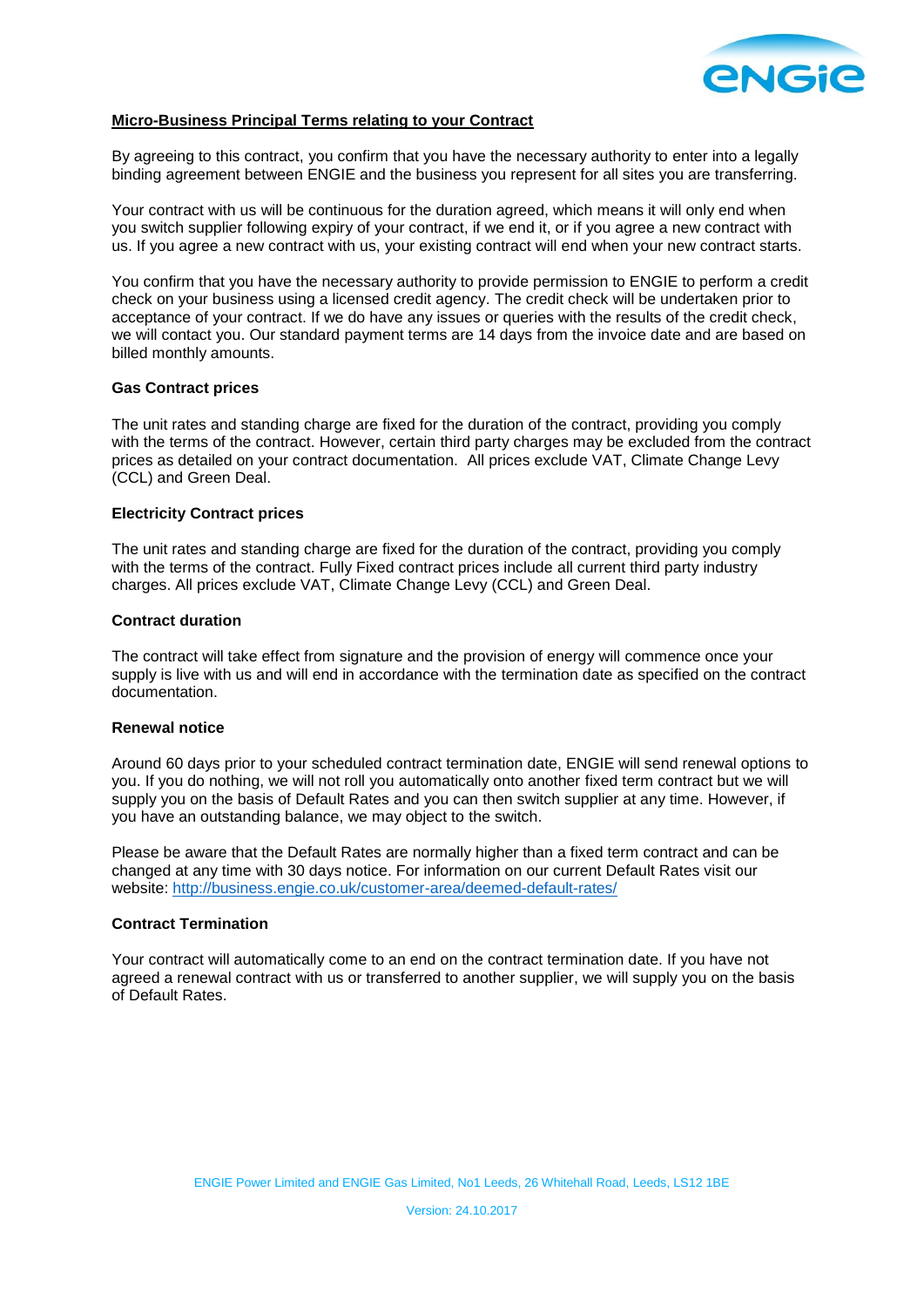## Micro-Business Principal Terms relating to your Contract

By agreeing to this contract, you confirm that you have the necessary authority to enter into a legally binding agreement between ENGIE and the business you represent for all sites you are transferring.

Your contract with us will be continuous for the duration agreed, which means it will only end when you switch supplier following expiry of your contract, if we end it, or if you agree a new contract with us. If you agree a new contract with us, your existing contract will end when your new contract starts.

You confirm that you have the necessary authority to provide permission to ENGIE to perform a credit check on your business using a licensed credit agency. The credit check will be undertaken prior to acceptance of your contract. If we do have any issues or queries with the results of the credit check, we will contact you. Our standard payment terms are 14 days from the invoice date and are based on billed monthly amounts.

### Gas Contract prices

The unit rates and standing charge are fixed for the duration of the contract, providing you comply with the terms of the contract. However, certain third party charges may be excluded from the contract prices as detailed on your contract documentation. All prices exclude VAT, Climate Change Levy (CCL) and Green Deal.

### Electricity Contract prices

The unit rates and standing charge are fixed for the duration of the contract, providing you comply with the terms of the contract. Fully Fixed contract prices include all current third party industry charges. All prices exclude VAT, Climate Change Levy (CCL) and Green Deal.

### Contract duration

The contract will take effect from signature and the provision of energy will commence once your supply is live with us and will end in accordance with the termination date as specified on the contract documentation.

### Renewal notice

Around 60 days prior to your scheduled contract termination date, ENGIE will send renewal options to you. If you do nothing, we will not roll you automatically onto another fixed term contract but we will supply you on the basis of Default Rates and you can then switch supplier at any time. However, if you have an outstanding balance, we may object to the switch.

Please be aware that the Default Rates are normally higher than a fixed term contract and can be changed at any time with 30 days notice. For information on our current Default Rates visit our website: http://business.engie.co.uk/customer-area/deemed-default-rates/

### Contract Termination

Your contract will automatically come to an end on the contract termination date. If you have not agreed a renewal contract with us or transferred to another supplier, we will supply you on the basis of Default Rates.

ENGIE Power Limited and ENGIE Gas Limited, No1 Leeds, 26 Whitehall Road, Leeds, LS12 1BE

Version: 24.10.2017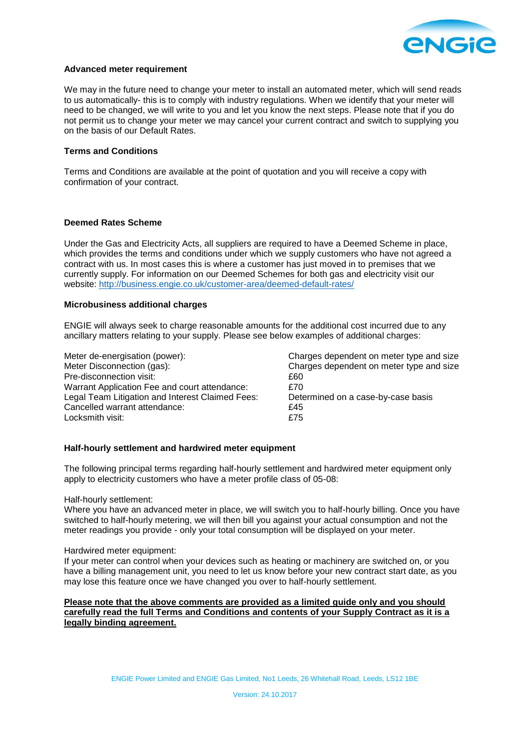### Advanced meter requirement

We may in the future need to change your meter to install an automated meter, which will send reads to us automatically- this is to comply with industry regulations. When we identify that your meter will need to be changed, we will write to you and let you know the next steps. Please note that if you do not permit us to change your meter we may cancel your current contract and switch to supplying you on the basis of our Default Rates.

### Terms and Conditions

Terms and Conditions are available at the point of quotation and you will receive a copy with confirmation of your contract.

### Deemed Rates Scheme

Under the Gas and Electricity Acts, all suppliers are required to have a Deemed Scheme in place, which provides the terms and conditions under which we supply customers who have not agreed a contract with us. In most cases this is where a customer has just moved in to premises that we currently supply. For information on our Deemed Schemes for both gas and electricity visit our website: [http://business.engie.co.uk/customer-area/deemed-default-rates/](http://business.engie.co.uk/customer-area/deemed-default-rates/)

### Microbusiness additional charges

ENGIE will always seek to charge reasonable amounts for the additional cost incurred due to any ancillary matters relating to your supply. Please see below examples of additional charges:

| | |
|---|---|
| Meter de-energisation (power): | Charges dependent on meter type and size |
| Meter Disconnection (gas): | Charges dependent on meter type and size |
| Pre-disconnection visit: | £60 |
| Warrant Application Fee and court attendance: | £70 |
| Legal Team Litigation and Interest Claimed Fees: | Determined on a case-by-case basis |
| Cancelled warrant attendance: | £45 |
| Locksmith visit: | £75 |

### Half-hourly settlement and hardwired meter equipment

The following principal terms regarding half-hourly settlement and hardwired meter equipment only apply to electricity customers who have a meter profile class of 05-08:

Half-hourly settlement:
Where you have an advanced meter in place, we will switch you to half-hourly billing. Once you have switched to half-hourly metering, we will then bill you against your actual consumption and not the meter readings you provide - only your total consumption will be displayed on your meter.

Hardwired meter equipment:
If your meter can control when your devices such as heating or machinery are switched on, or you have a billing management unit, you need to let us know before your new contract start date, as you may lose this feature once we have changed you over to half-hourly settlement.

**Please note that the above comments are provided as a limited guide only and you should carefully read the full Terms and Conditions and contents of your Supply Contract as it is a legally binding agreement.**

ENGIE Power Limited and ENGIE Gas Limited, No1 Leeds, 26 Whitehall Road, Leeds, LS12 1BE

Version: 24.10.2017